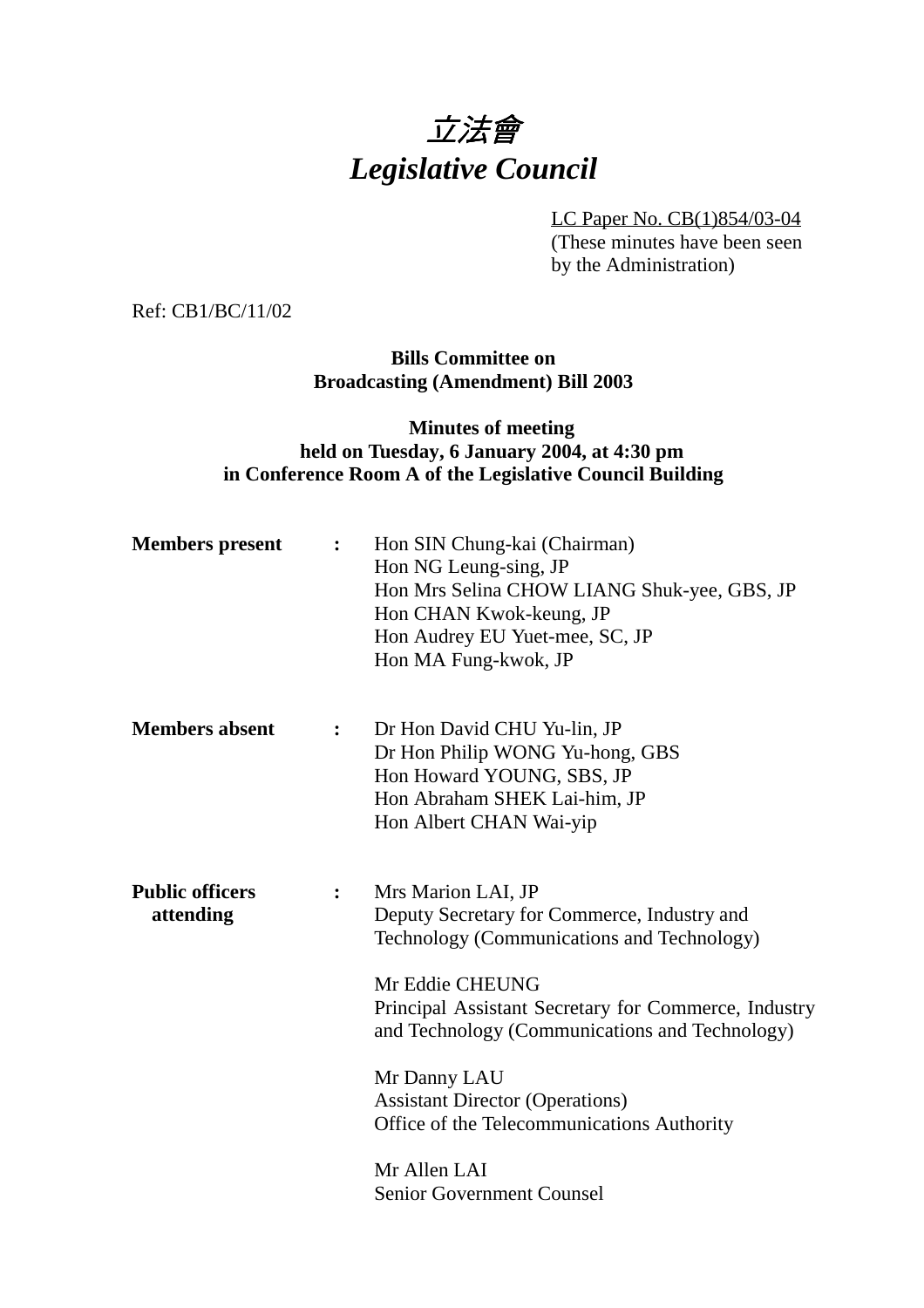# 立法會
# *Legislative Council*

LC Paper No. CB(1)854/03-04
(These minutes have been seen by the Administration)

Ref: CB1/BC/11/02

**Bills Committee on**
**Broadcasting (Amendment) Bill 2003**

**Minutes of meeting**
**held on Tuesday, 6 January 2004, at 4:30 pm**
**in Conference Room A of the Legislative Council Building**

**Members present** : Hon SIN Chung-kai (Chairman)
Hon NG Leung-sing, JP
Hon Mrs Selina CHOW LIANG Shuk-yee, GBS, JP
Hon CHAN Kwok-keung, JP
Hon Audrey EU Yuet-mee, SC, JP
Hon MA Fung-kwok, JP

**Members absent** : Dr Hon David CHU Yu-lin, JP
Dr Hon Philip WONG Yu-hong, GBS
Hon Howard YOUNG, SBS, JP
Hon Abraham SHEK Lai-him, JP
Hon Albert CHAN Wai-yip

**Public officers attending** : Mrs Marion LAI, JP
Deputy Secretary for Commerce, Industry and Technology (Communications and Technology)

Mr Eddie CHEUNG
Principal Assistant Secretary for Commerce, Industry and Technology (Communications and Technology)

Mr Danny LAU
Assistant Director (Operations)
Office of the Telecommunications Authority

Mr Allen LAI
Senior Government Counsel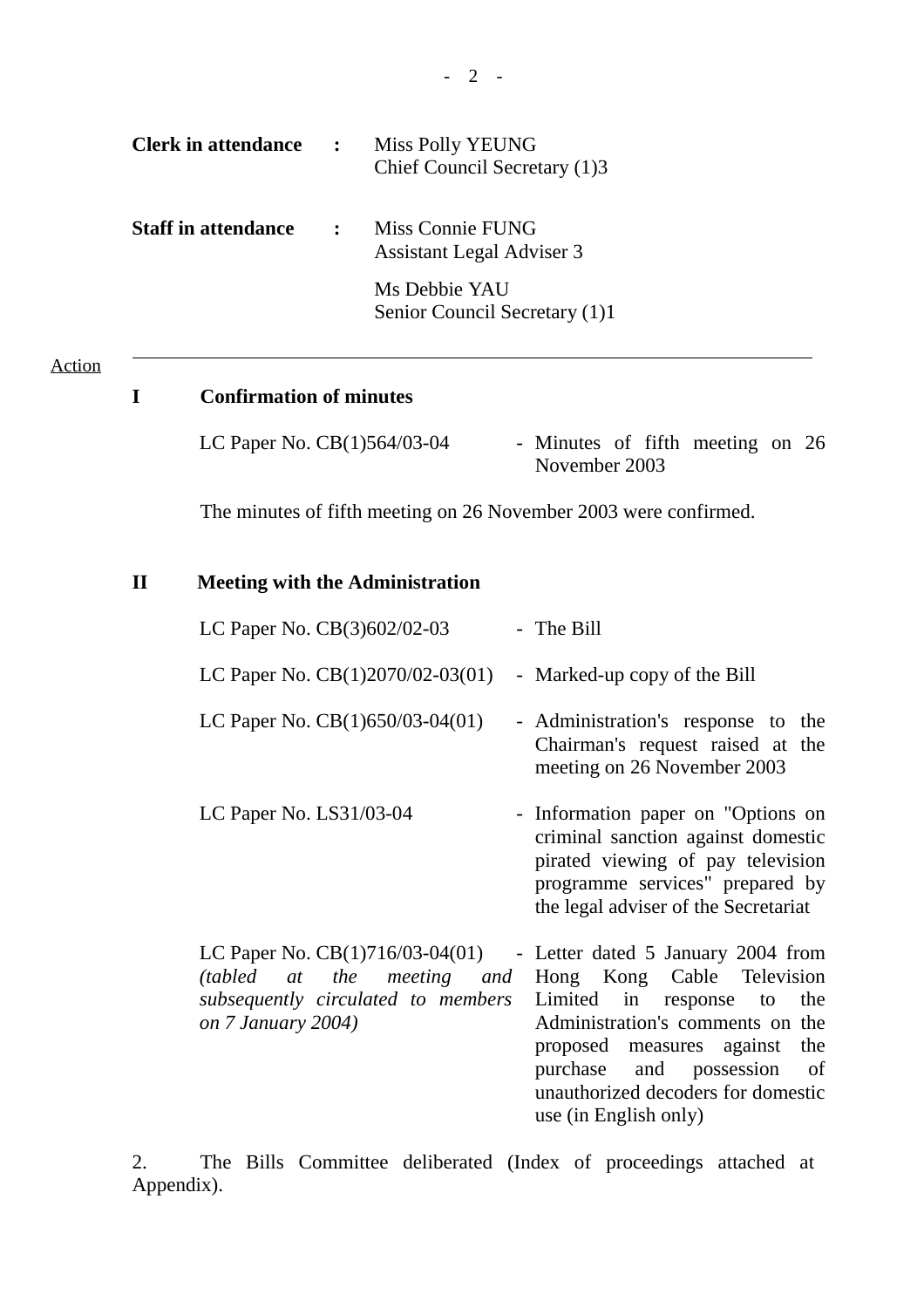**Clerk in attendance** : Miss Polly YEUNG
Chief Council Secretary (1)3

**Staff in attendance** : Miss Connie FUNG
Assistant Legal Adviser 3

Ms Debbie YAU
Senior Council Secretary (1)1

---

Action

## I Confirmation of minutes

LC Paper No. CB(1)564/03-04 - Minutes of fifth meeting on 26 November 2003

The minutes of fifth meeting on 26 November 2003 were confirmed.

## II Meeting with the Administration

LC Paper No. CB(3)602/02-03 - The Bill

LC Paper No. CB(1)2070/02-03(01) - Marked-up copy of the Bill

LC Paper No. CB(1)650/03-04(01) - Administration's response to the Chairman's request raised at the meeting on 26 November 2003

LC Paper No. LS31/03-04 - Information paper on "Options on criminal sanction against domestic pirated viewing of pay television programme services" prepared by the legal adviser of the Secretariat

LC Paper No. CB(1)716/03-04(01) *(tabled at the meeting and subsequently circulated to members on 7 January 2004)* - Letter dated 5 January 2004 from Hong Kong Cable Television Limited in response to the Administration's comments on the proposed measures against the purchase and possession of unauthorized decoders for domestic use (in English only)

2. The Bills Committee deliberated (Index of proceedings attached at Appendix).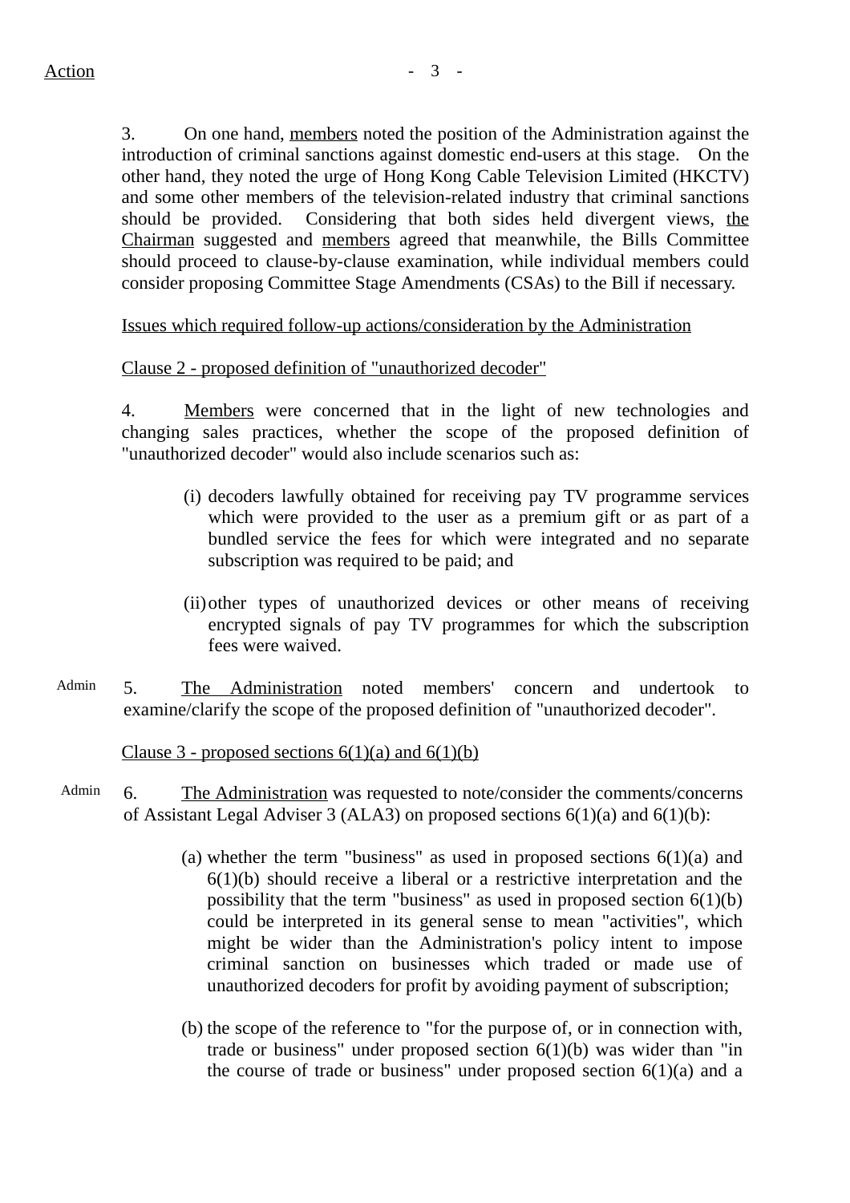Action

3. On one hand, members noted the position of the Administration against the introduction of criminal sanctions against domestic end-users at this stage. On the other hand, they noted the urge of Hong Kong Cable Television Limited (HKCTV) and some other members of the television-related industry that criminal sanctions should be provided. Considering that both sides held divergent views, the Chairman suggested and members agreed that meanwhile, the Bills Committee should proceed to clause-by-clause examination, while individual members could consider proposing Committee Stage Amendments (CSAs) to the Bill if necessary.

Issues which required follow-up actions/consideration by the Administration

Clause 2 - proposed definition of "unauthorized decoder"

4. Members were concerned that in the light of new technologies and changing sales practices, whether the scope of the proposed definition of "unauthorized decoder" would also include scenarios such as:

(i) decoders lawfully obtained for receiving pay TV programme services which were provided to the user as a premium gift or as part of a bundled service the fees for which were integrated and no separate subscription was required to be paid; and

(ii) other types of unauthorized devices or other means of receiving encrypted signals of pay TV programmes for which the subscription fees were waived.

Admin

5. The Administration noted members' concern and undertook to examine/clarify the scope of the proposed definition of "unauthorized decoder".

Clause 3 - proposed sections 6(1)(a) and 6(1)(b)

Admin

6. The Administration was requested to note/consider the comments/concerns of Assistant Legal Adviser 3 (ALA3) on proposed sections 6(1)(a) and 6(1)(b):

(a) whether the term "business" as used in proposed sections 6(1)(a) and 6(1)(b) should receive a liberal or a restrictive interpretation and the possibility that the term "business" as used in proposed section 6(1)(b) could be interpreted in its general sense to mean "activities", which might be wider than the Administration's policy intent to impose criminal sanction on businesses which traded or made use of unauthorized decoders for profit by avoiding payment of subscription;

(b) the scope of the reference to "for the purpose of, or in connection with, trade or business" under proposed section 6(1)(b) was wider than "in the course of trade or business" under proposed section 6(1)(a) and a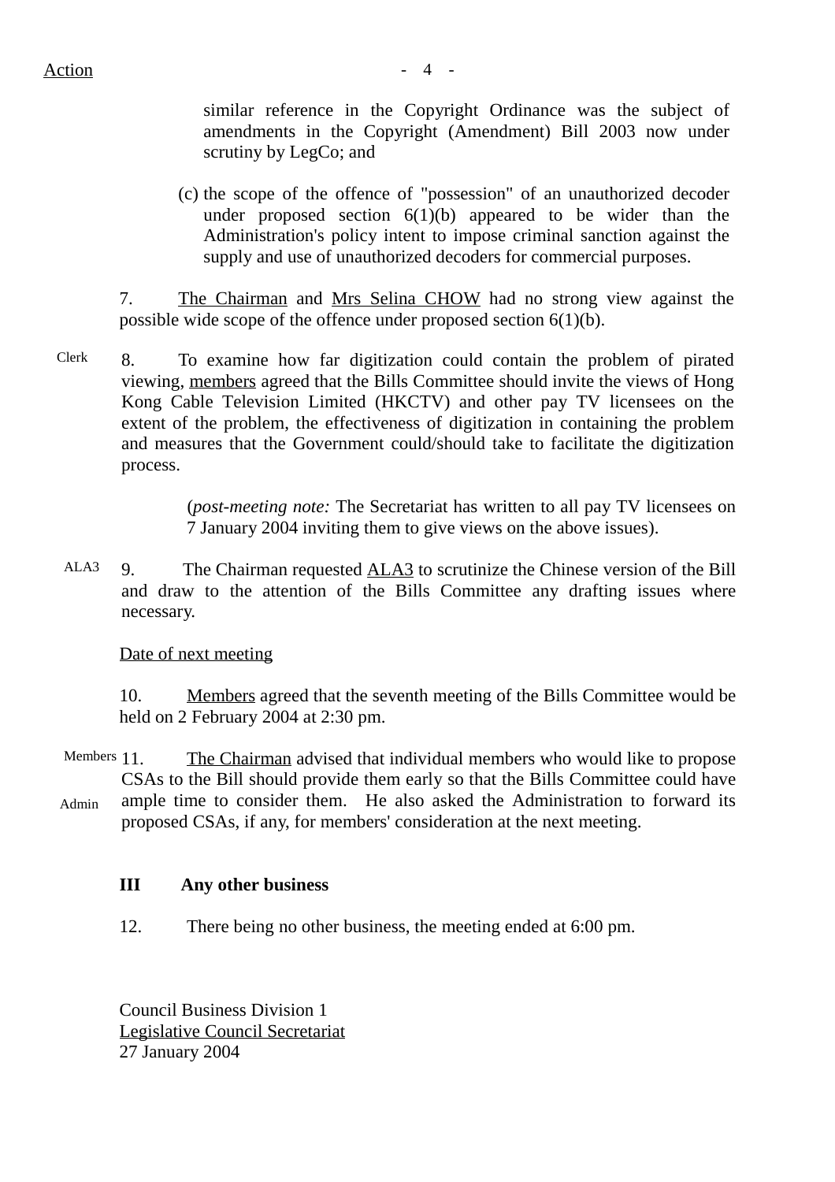Action

similar reference in the Copyright Ordinance was the subject of amendments in the Copyright (Amendment) Bill 2003 now under scrutiny by LegCo; and

(c) the scope of the offence of "possession" of an unauthorized decoder under proposed section 6(1)(b) appeared to be wider than the Administration's policy intent to impose criminal sanction against the supply and use of unauthorized decoders for commercial purposes.

7. The Chairman and Mrs Selina CHOW had no strong view against the possible wide scope of the offence under proposed section 6(1)(b).

Clerk

8. To examine how far digitization could contain the problem of pirated viewing, members agreed that the Bills Committee should invite the views of Hong Kong Cable Television Limited (HKCTV) and other pay TV licensees on the extent of the problem, the effectiveness of digitization in containing the problem and measures that the Government could/should take to facilitate the digitization process.

(*post-meeting note:* The Secretariat has written to all pay TV licensees on 7 January 2004 inviting them to give views on the above issues).

ALA3

9. The Chairman requested ALA3 to scrutinize the Chinese version of the Bill and draw to the attention of the Bills Committee any drafting issues where necessary.

Date of next meeting

10. Members agreed that the seventh meeting of the Bills Committee would be held on 2 February 2004 at 2:30 pm.

Members

Admin

11. The Chairman advised that individual members who would like to propose CSAs to the Bill should provide them early so that the Bills Committee could have ample time to consider them. He also asked the Administration to forward its proposed CSAs, if any, for members' consideration at the next meeting.

**III Any other business**

12. There being no other business, the meeting ended at 6:00 pm.

Council Business Division 1
Legislative Council Secretariat
27 January 2004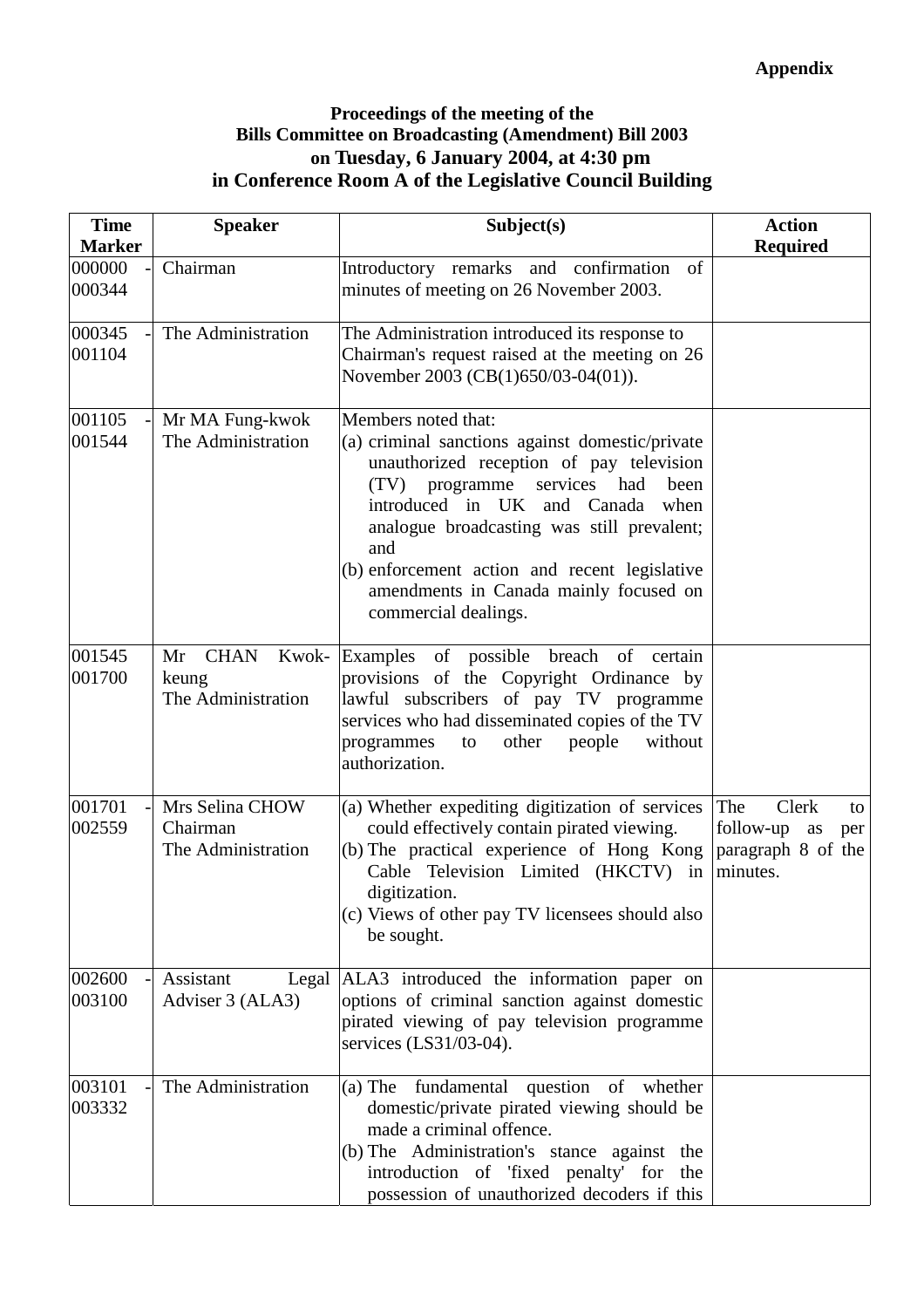**Appendix**

**Proceedings of the meeting of the Bills Committee on Broadcasting (Amendment) Bill 2003 on Tuesday, 6 January 2004, at 4:30 pm in Conference Room A of the Legislative Council Building**

| Time Marker | Speaker | Subject(s) | Action Required |
|---|---|---|---|
| 000000 - 000344 | Chairman | Introductory remarks and confirmation of minutes of meeting on 26 November 2003. | |
| 000345 - 001104 | The Administration | The Administration introduced its response to Chairman's request raised at the meeting on 26 November 2003 (CB(1)650/03-04(01)). | |
| 001105 - 001544 | Mr MA Fung-kwok<br>The Administration | Members noted that:<br>(a) criminal sanctions against domestic/private unauthorized reception of pay television (TV) programme services had been introduced in UK and Canada when analogue broadcasting was still prevalent; and<br>(b) enforcement action and recent legislative amendments in Canada mainly focused on commercial dealings. | |
| 001545 - 001700 | Mr CHAN Kwok-keung<br>The Administration | Examples of possible breach of certain provisions of the Copyright Ordinance by lawful subscribers of pay TV programme services who had disseminated copies of the TV programmes to other people without authorization. | |
| 001701 - 002559 | Mrs Selina CHOW<br>Chairman<br>The Administration | (a) Whether expediting digitization of services could effectively contain pirated viewing.<br>(b) The practical experience of Hong Kong Cable Television Limited (HKCTV) in digitization.<br>(c) Views of other pay TV licensees should also be sought. | The Clerk to follow-up as per paragraph 8 of the minutes. |
| 002600 - 003100 | Assistant Legal Adviser 3 (ALA3) | ALA3 introduced the information paper on options of criminal sanction against domestic pirated viewing of pay television programme services (LS31/03-04). | |
| 003101 - 003332 | The Administration | (a) The fundamental question of whether domestic/private pirated viewing should be made a criminal offence.<br>(b) The Administration's stance against the introduction of 'fixed penalty' for the possession of unauthorized decoders if this | |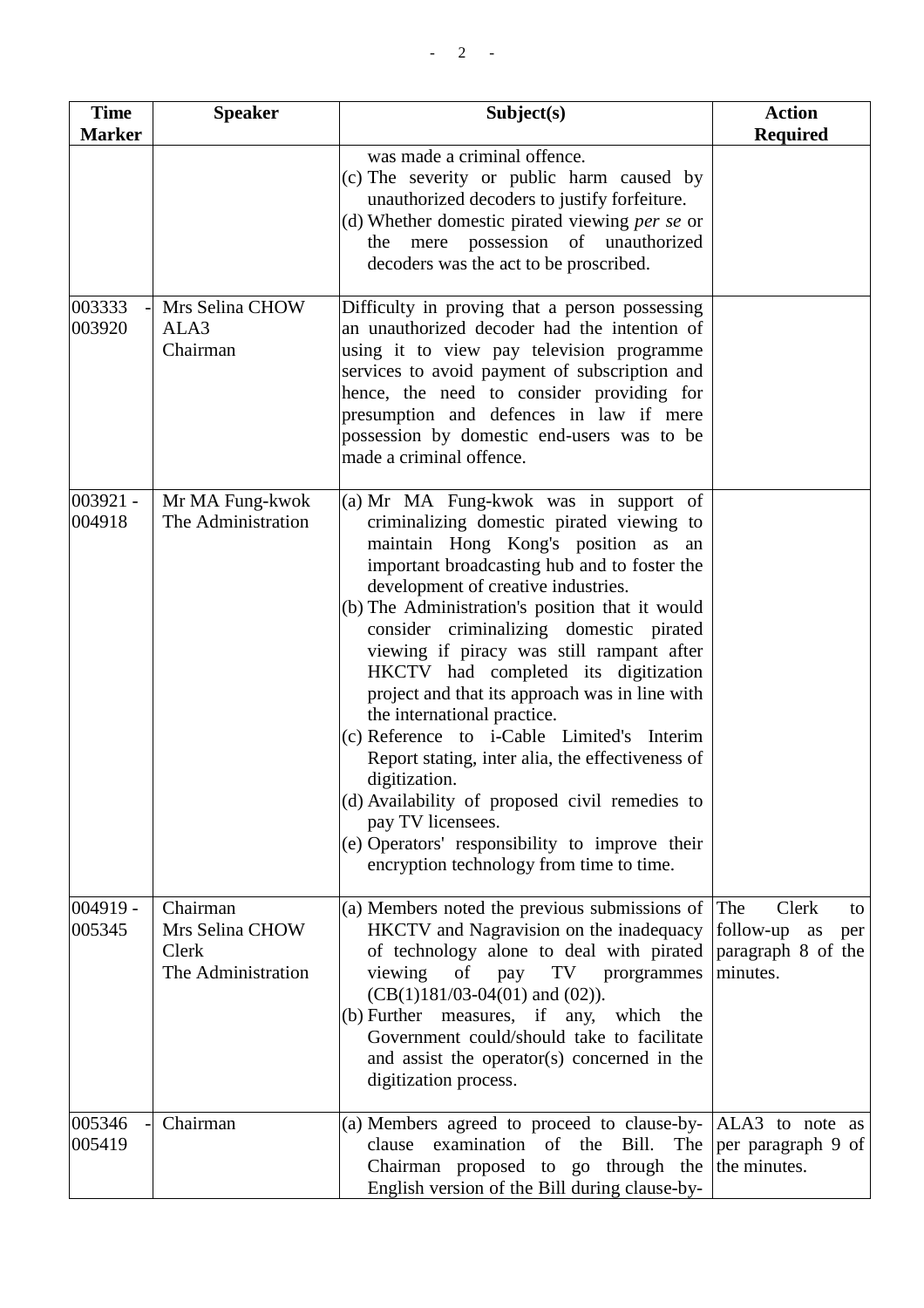| Time Marker | Speaker | Subject(s) | Action Required |
|---|---|---|---|
| | | was made a criminal offence.<br>(c) The severity or public harm caused by unauthorized decoders to justify forfeiture.<br>(d) Whether domestic pirated viewing *per se* or the mere possession of unauthorized decoders was the act to be proscribed. | |
| 003333 - 003920 | Mrs Selina CHOW<br>ALA3<br>Chairman | Difficulty in proving that a person possessing an unauthorized decoder had the intention of using it to view pay television programme services to avoid payment of subscription and hence, the need to consider providing for presumption and defences in law if mere possession by domestic end-users was to be made a criminal offence. | |
| 003921 - 004918 | Mr MA Fung-kwok<br>The Administration | (a) Mr MA Fung-kwok was in support of criminalizing domestic pirated viewing to maintain Hong Kong's position as an important broadcasting hub and to foster the development of creative industries.<br>(b) The Administration's position that it would consider criminalizing domestic pirated viewing if piracy was still rampant after HKCTV had completed its digitization project and that its approach was in line with the international practice.<br>(c) Reference to i-Cable Limited's Interim Report stating, inter alia, the effectiveness of digitization.<br>(d) Availability of proposed civil remedies to pay TV licensees.<br>(e) Operators' responsibility to improve their encryption technology from time to time. | |
| 004919 - 005345 | Chairman<br>Mrs Selina CHOW<br>Clerk<br>The Administration | (a) Members noted the previous submissions of HKCTV and Nagravision on the inadequacy of technology alone to deal with pirated viewing of pay TV prorgrammes (CB(1)181/03-04(01) and (02)).<br>(b) Further measures, if any, which the Government could/should take to facilitate and assist the operator(s) concerned in the digitization process. | The Clerk to follow-up as per paragraph 8 of the minutes. |
| 005346 - 005419 | Chairman | (a) Members agreed to proceed to clause-by-clause examination of the Bill. The Chairman proposed to go through the English version of the Bill during clause-by- | ALA3 to note as per paragraph 9 of the minutes. |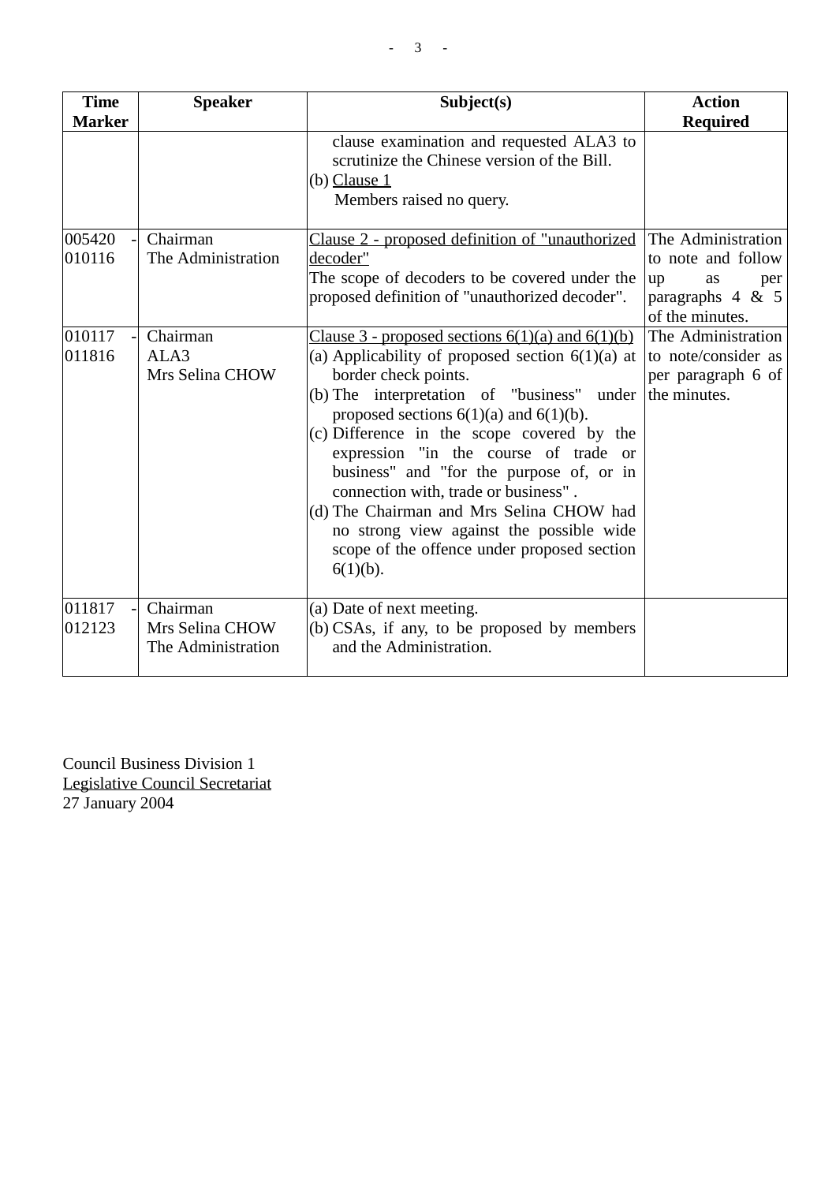| Time Marker | Speaker | Subject(s) | Action Required |
|---|---|---|---|
| | | clause examination and requested ALA3 to scrutinize the Chinese version of the Bill.<br>(b) Clause 1<br>Members raised no query. | |
| 005420 - 010116 | Chairman<br>The Administration | Clause 2 - proposed definition of "unauthorized decoder"<br>The scope of decoders to be covered under the proposed definition of "unauthorized decoder". | The Administration to note and follow up as per paragraphs 4 & 5 of the minutes. |
| 010117 - 011816 | Chairman<br>ALA3<br>Mrs Selina CHOW | Clause 3 - proposed sections 6(1)(a) and 6(1)(b)<br>(a) Applicability of proposed section 6(1)(a) at border check points.<br>(b) The interpretation of "business" under proposed sections 6(1)(a) and 6(1)(b).<br>(c) Difference in the scope covered by the expression "in the course of trade or business" and "for the purpose of, or in connection with, trade or business" .<br>(d) The Chairman and Mrs Selina CHOW had no strong view against the possible wide scope of the offence under proposed section 6(1)(b). | The Administration to note/consider as per paragraph 6 of the minutes. |
| 011817 - 012123 | Chairman<br>Mrs Selina CHOW<br>The Administration | (a) Date of next meeting.<br>(b) CSAs, if any, to be proposed by members and the Administration. | |

Council Business Division 1
Legislative Council Secretariat
27 January 2004